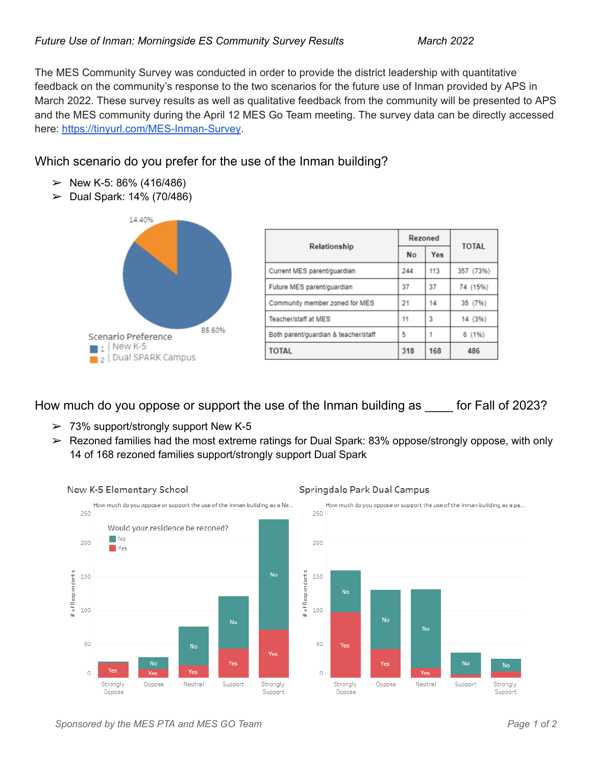*Future Use of Inman: Morningside ES Community Survey Results* *March 2022*

The MES Community Survey was conducted in order to provide the district leadership with quantitative feedback on the community's response to the two scenarios for the future use of Inman provided by APS in March 2022. These survey results as well as qualitative feedback from the community will be presented to APS and the MES community during the April 12 MES Go Team meeting. The survey data can be directly accessed here: [https://tinyurl.com/MES-Inman-Survey](https://tinyurl.com/MES-Inman-Survey).

## Which scenario do you prefer for the use of the Inman building?

- New K-5: 86% (416/486)
- Dual Spark: 14% (70/486)

Scenario Preference
1 | New K-5 — 85.60%
2 | Dual SPARK Campus — 14.40%

| Relationship | Rezoned | | TOTAL |
|---|---|---|---|
| | No | Yes | |
| Current MES parent/guardian | 244 | 113 | 357 (73%) |
| Future MES parent/guardian | 37 | 37 | 74 (15%) |
| Community member zoned for MES | 21 | 14 | 35 (7%) |
| Teacher/staff at MES | 11 | 3 | 14 (3%) |
| Both parent/guardian & teacher/staff | 5 | 1 | 6 (1%) |
| **TOTAL** | **318** | **168** | **486** |

## How much do you oppose or support the use of the Inman building as ____ for Fall of 2023?

- 73% support/strongly support New K-5
- Rezoned families had the most extreme ratings for Dual Spark: 83% oppose/strongly oppose, with only 14 of 168 rezoned families support/strongly support Dual Spark

**New K-5 Elementary School**

How much do you oppose or support the use of the Inman building as a Ne...

Would your residence be rezoned? No / Yes

# of Respondents (0–250): Strongly Oppose, Oppose, Neutral, Support, Strongly Support

**Springdale Park Dual Campus**

How much do you oppose or support the use of the Inman building as a pa...

# of Respondents (0–250): Strongly Oppose, Oppose, Neutral, Support, Strongly Support

*Sponsored by the MES PTA and MES GO Team*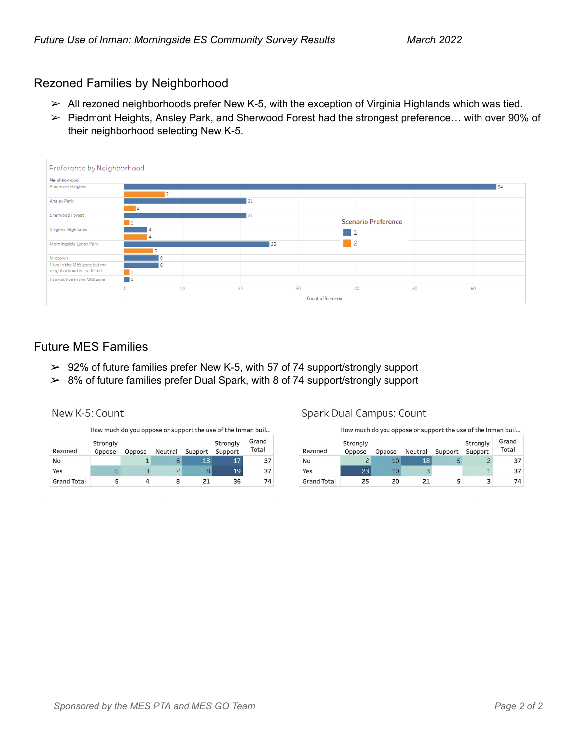## Rezoned Families by Neighborhood

- All rezoned neighborhoods prefer New K-5, with the exception of Virginia Highlands which was tied.
- Piedmont Heights, Ansley Park, and Sherwood Forest had the strongest preference… with over 90% of their neighborhood selecting New K-5.

Preference by Neighborhood

Neighborhood

Piedmont Heights
64
7

Ansley Park
21
2

Sherwood Forest
21
1

Virginia-Highlands
4
4

Morningside-Lenox Park
25
5

Midtown
6

I live in the MES zone but my neighborhood is not listed
6
1

I do not live in the MES zone
1

0 10 20 30 40 50 60

Count of Scenario

Scenario Preference
1
2

## Future MES Families

- 92% of future families prefer New K-5, with 57 of 74 support/strongly support
- 8% of future families prefer Dual Spark, with 8 of 74 support/strongly support

New K-5: Count

| | How much do you oppose or support the use of the Inman buil... | | | | | |
|---|---|---|---|---|---|---|
| Rezoned | Strongly Oppose | Oppose | Neutral | Support | Strongly Support | Grand Total |
| No | | 1 | 6 | 13 | 17 | 37 |
| Yes | 5 | 3 | 2 | 8 | 19 | 37 |
| Grand Total | 5 | 4 | 8 | 21 | 36 | 74 |

Spark Dual Campus: Count

| | How much do you oppose or support the use of the Inman buil... | | | | | |
|---|---|---|---|---|---|---|
| Rezoned | Strongly Oppose | Oppose | Neutral | Support | Strongly Support | Grand Total |
| No | 2 | 10 | 18 | 5 | 2 | 37 |
| Yes | 23 | 10 | 3 | | 1 | 37 |
| Grand Total | 25 | 20 | 21 | 5 | 3 | 74 |